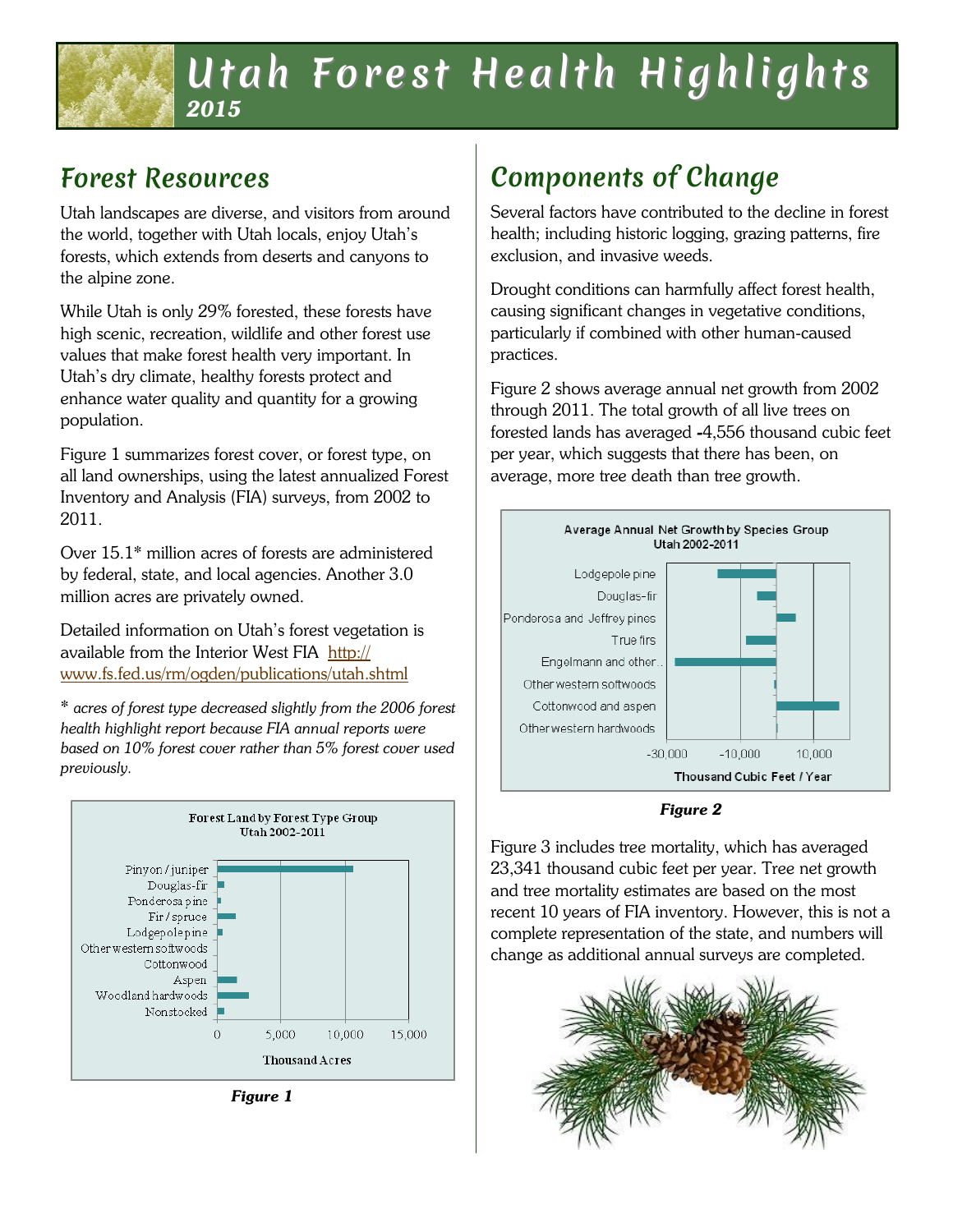# Utah Forest Health Highlights

**2015**

## Forest Resources

Utah landscapes are diverse, and visitors from around the world, together with Utah locals, enjoy Utah's forests, which extends from deserts and canyons to the alpine zone.

While Utah is only 29% forested, these forests have high scenic, recreation, wildlife and other forest use values that make forest health very important. In Utah's dry climate, healthy forests protect and enhance water quality and quantity for a growing population.

Figure 1 summarizes forest cover, or forest type, on all land ownerships, using the latest annualized Forest Inventory and Analysis (FIA) surveys, from 2002 to 2011.

Over 15.1* million acres of forests are administered by federal, state, and local agencies. Another 3.0 million acres are privately owned.

Detailed information on Utah's forest vegetation is available from the Interior West FIA http://www.fs.fed.us/rm/ogden/publications/utah.shtml

*\* acres of forest type decreased slightly from the 2006 forest health highlight report because FIA annual reports were based on 10% forest cover rather than 5% forest cover used previously.*

**Figure 1**

## Components of Change

Several factors have contributed to the decline in forest health; including historic logging, grazing patterns, fire exclusion, and invasive weeds.

Drought conditions can harmfully affect forest health, causing significant changes in vegetative conditions, particularly if combined with other human-caused practices.

Figure 2 shows average annual net growth from 2002 through 2011. The total growth of all live trees on forested lands has averaged -4,556 thousand cubic feet per year, which suggests that there has been, on average, more tree death than tree growth.

**Figure 2**

Figure 3 includes tree mortality, which has averaged 23,341 thousand cubic feet per year. Tree net growth and tree mortality estimates are based on the most recent 10 years of FIA inventory. However, this is not a complete representation of the state, and numbers will change as additional annual surveys are completed.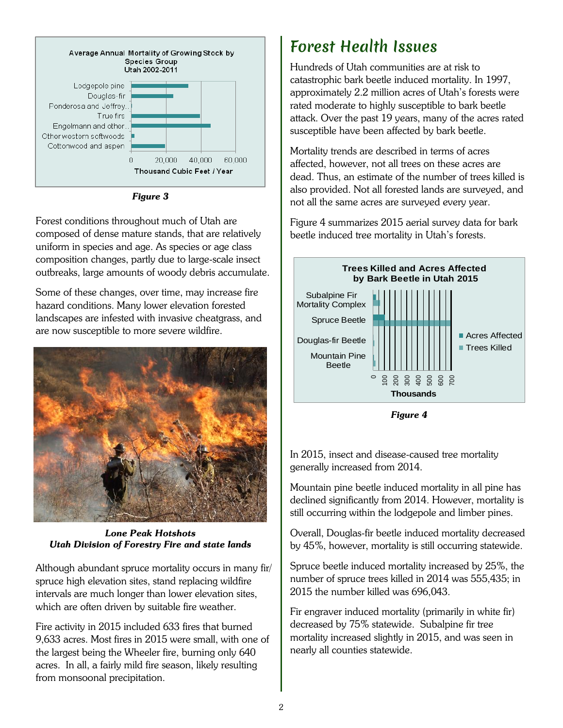Figure 3

Forest conditions throughout much of Utah are composed of dense mature stands, that are relatively uniform in species and age. As species or age class composition changes, partly due to large-scale insect outbreaks, large amounts of woody debris accumulate.

Some of these changes, over time, may increase fire hazard conditions. Many lower elevation forested landscapes are infested with invasive cheatgrass, and are now susceptible to more severe wildfire.

***Lone Peak Hotshots***
***Utah Division of Forestry Fire and state lands***

Although abundant spruce mortality occurs in many fir/spruce high elevation sites, stand replacing wildfire intervals are much longer than lower elevation sites, which are often driven by suitable fire weather.

Fire activity in 2015 included 633 fires that burned 9,633 acres. Most fires in 2015 were small, with one of the largest being the Wheeler fire, burning only 640 acres. In all, a fairly mild fire season, likely resulting from monsoonal precipitation.

# Forest Health Issues

Hundreds of Utah communities are at risk to catastrophic bark beetle induced mortality. In 1997, approximately 2.2 million acres of Utah's forests were rated moderate to highly susceptible to bark beetle attack. Over the past 19 years, many of the acres rated susceptible have been affected by bark beetle.

Mortality trends are described in terms of acres affected, however, not all trees on these acres are dead. Thus, an estimate of the number of trees killed is also provided. Not all forested lands are surveyed, and not all the same acres are surveyed every year.

Figure 4 summarizes 2015 aerial survey data for bark beetle induced tree mortality in Utah's forests.

Figure 4

In 2015, insect and disease-caused tree mortality generally increased from 2014.

Mountain pine beetle induced mortality in all pine has declined significantly from 2014. However, mortality is still occurring within the lodgepole and limber pines.

Overall, Douglas-fir beetle induced mortality decreased by 45%, however, mortality is still occurring statewide.

Spruce beetle induced mortality increased by 25%, the number of spruce trees killed in 2014 was 555,435; in 2015 the number killed was 696,043.

Fir engraver induced mortality (primarily in white fir) decreased by 75% statewide. Subalpine fir tree mortality increased slightly in 2015, and was seen in nearly all counties statewide.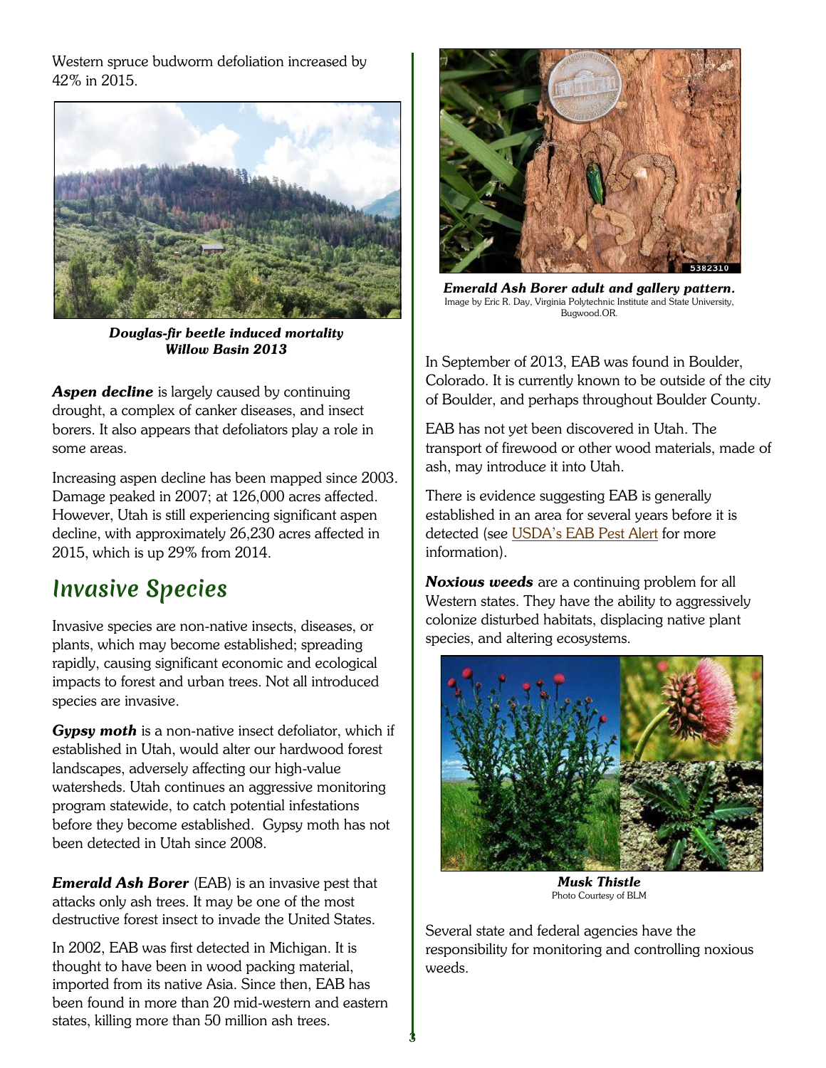Western spruce budworm defoliation increased by 42% in 2015.

***Douglas-fir beetle induced mortality Willow Basin 2013***

***Aspen decline*** is largely caused by continuing drought, a complex of canker diseases, and insect borers. It also appears that defoliators play a role in some areas.

Increasing aspen decline has been mapped since 2003. Damage peaked in 2007; at 126,000 acres affected. However, Utah is still experiencing significant aspen decline, with approximately 26,230 acres affected in 2015, which is up 29% from 2014.

## Invasive Species

Invasive species are non-native insects, diseases, or plants, which may become established; spreading rapidly, causing significant economic and ecological impacts to forest and urban trees. Not all introduced species are invasive.

***Gypsy moth*** is a non-native insect defoliator, which if established in Utah, would alter our hardwood forest landscapes, adversely affecting our high-value watersheds. Utah continues an aggressive monitoring program statewide, to catch potential infestations before they become established. Gypsy moth has not been detected in Utah since 2008.

***Emerald Ash Borer*** (EAB) is an invasive pest that attacks only ash trees. It may be one of the most destructive forest insect to invade the United States.

In 2002, EAB was first detected in Michigan. It is thought to have been in wood packing material, imported from its native Asia. Since then, EAB has been found in more than 20 mid-western and eastern states, killing more than 50 million ash trees.

***Emerald Ash Borer adult and gallery pattern.***
Image by Eric R. Day, Virginia Polytechnic Institute and State University, Bugwood.OR.

In September of 2013, EAB was found in Boulder, Colorado. It is currently known to be outside of the city of Boulder, and perhaps throughout Boulder County.

EAB has not yet been discovered in Utah. The transport of firewood or other wood materials, made of ash, may introduce it into Utah.

There is evidence suggesting EAB is generally established in an area for several years before it is detected (see USDA's EAB Pest Alert for more information).

***Noxious weeds*** are a continuing problem for all Western states. They have the ability to aggressively colonize disturbed habitats, displacing native plant species, and altering ecosystems.

***Musk Thistle***
Photo Courtesy of BLM

Several state and federal agencies have the responsibility for monitoring and controlling noxious weeds.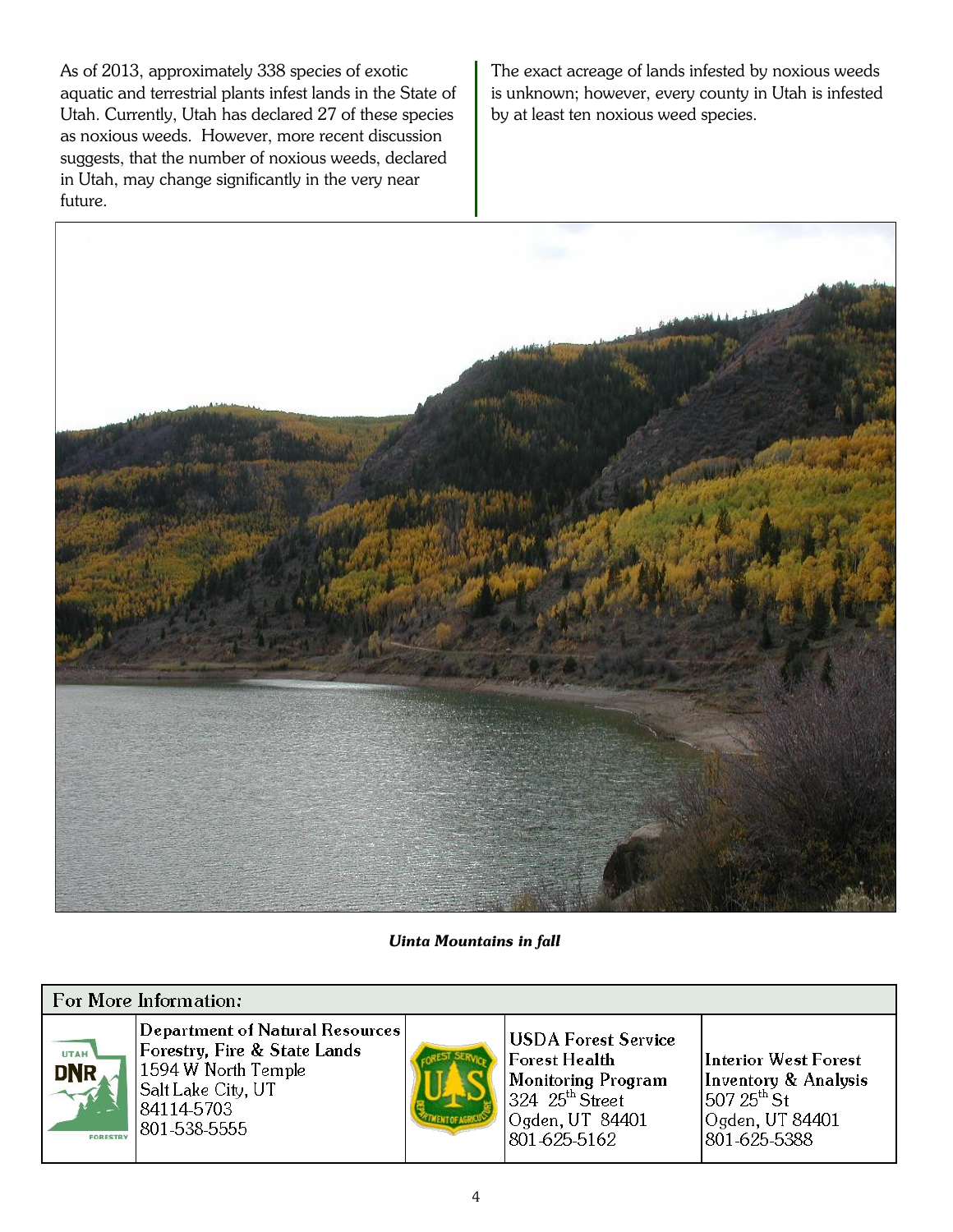As of 2013, approximately 338 species of exotic aquatic and terrestrial plants infest lands in the State of Utah. Currently, Utah has declared 27 of these species as noxious weeds. However, more recent discussion suggests, that the number of noxious weeds, declared in Utah, may change significantly in the very near future.

The exact acreage of lands infested by noxious weeds is unknown; however, every county in Utah is infested by at least ten noxious weed species.

***Uinta Mountains in fall***

## For More Information:

**Department of Natural Resources**
**Forestry, Fire & State Lands**
1594 W North Temple
Salt Lake City, UT
84114-5703
801-538-5555

**USDA Forest Service**
**Forest Health Monitoring Program**
324 25th Street
Ogden, UT 84401
801-625-5162

**Interior West Forest Inventory & Analysis**
507 25th St
Ogden, UT 84401
801-625-5388